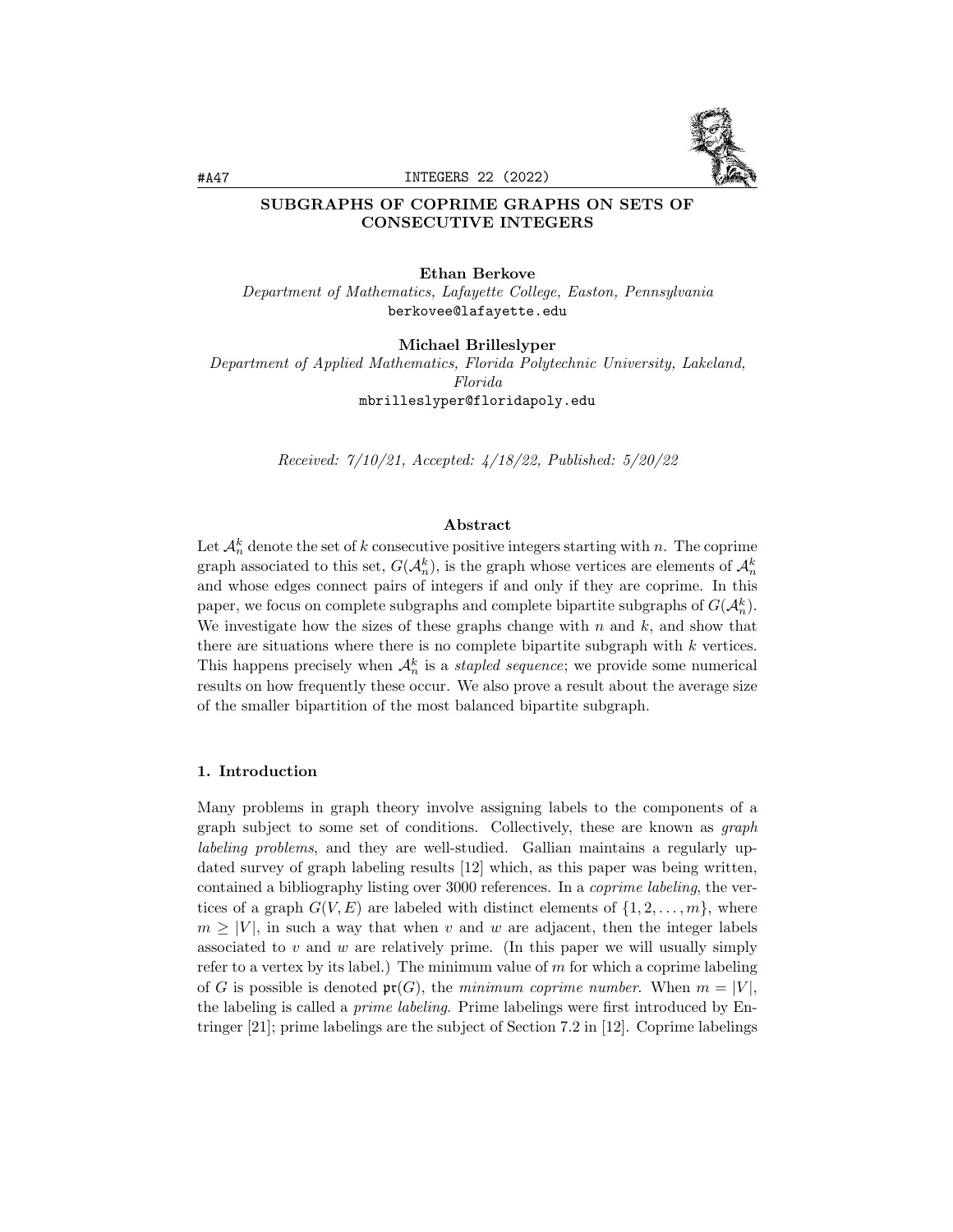# SUBGRAPHS OF COPRIME GRAPHS ON SETS OF CONSECUTIVE INTEGERS

**Ethan Berkove**
*Department of Mathematics, Lafayette College, Easton, Pennsylvania*
berkovee@lafayette.edu

**Michael Brilleslyper**
*Department of Applied Mathematics, Florida Polytechnic University, Lakeland, Florida*
mbrilleslyper@floridapoly.edu

*Received: 7/10/21, Accepted: 4/18/22, Published: 5/20/22*

## Abstract

Let $\mathcal{A}_n^k$ denote the set of $k$ consecutive positive integers starting with $n$. The coprime graph associated to this set, $G(\mathcal{A}_n^k)$, is the graph whose vertices are elements of $\mathcal{A}_n^k$ and whose edges connect pairs of integers if and only if they are coprime. In this paper, we focus on complete subgraphs and complete bipartite subgraphs of $G(\mathcal{A}_n^k)$. We investigate how the sizes of these graphs change with $n$ and $k$, and show that there are situations where there is no complete bipartite subgraph with $k$ vertices. This happens precisely when $\mathcal{A}_n^k$ is a *stapled sequence*; we provide some numerical results on how frequently these occur. We also prove a result about the average size of the smaller bipartition of the most balanced bipartite subgraph.

## 1. Introduction

Many problems in graph theory involve assigning labels to the components of a graph subject to some set of conditions. Collectively, these are known as *graph labeling problems*, and they are well-studied. Gallian maintains a regularly updated survey of graph labeling results [12] which, as this paper was being written, contained a bibliography listing over 3000 references. In a *coprime labeling*, the vertices of a graph $G(V, E)$ are labeled with distinct elements of $\{1, 2, \ldots, m\}$, where $m \geq |V|$, in such a way that when $v$ and $w$ are adjacent, then the integer labels associated to $v$ and $w$ are relatively prime. (In this paper we will usually simply refer to a vertex by its label.) The minimum value of $m$ for which a coprime labeling of $G$ is possible is denoted $\mathfrak{pr}(G)$, the *minimum coprime number*. When $m = |V|$, the labeling is called a *prime labeling*. Prime labelings were first introduced by Entringer [21]; prime labelings are the subject of Section 7.2 in [12]. Coprime labelings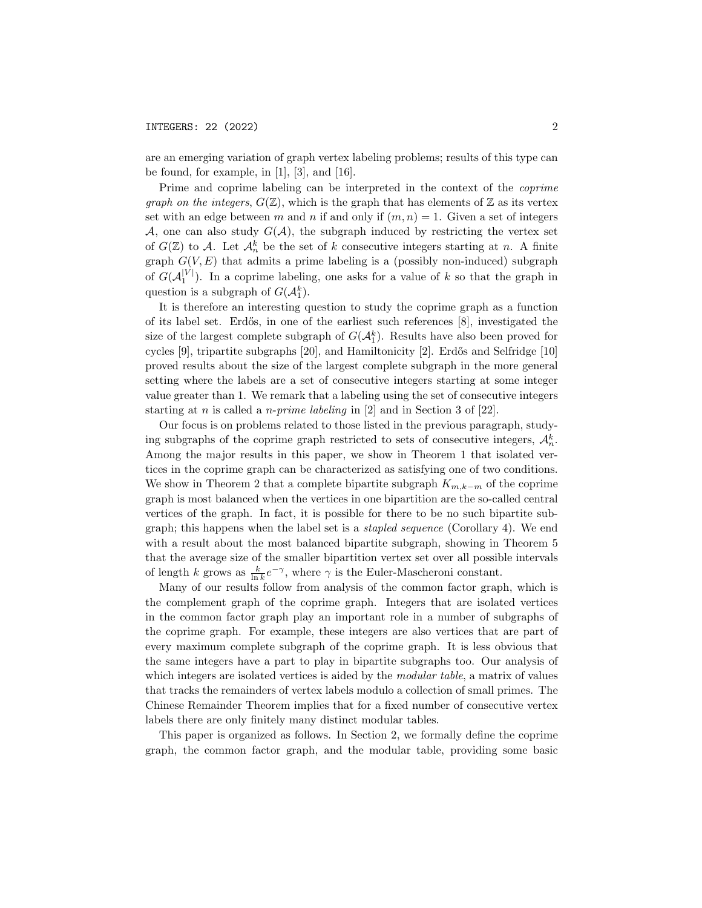are an emerging variation of graph vertex labeling problems; results of this type can be found, for example, in [1], [3], and [16].

Prime and coprime labeling can be interpreted in the context of the *coprime graph on the integers*, $G(\mathbb{Z})$, which is the graph that has elements of $\mathbb{Z}$ as its vertex set with an edge between $m$ and $n$ if and only if $(m, n) = 1$. Given a set of integers $\mathcal{A}$, one can also study $G(\mathcal{A})$, the subgraph induced by restricting the vertex set of $G(\mathbb{Z})$ to $\mathcal{A}$. Let $\mathcal{A}_n^k$ be the set of $k$ consecutive integers starting at $n$. A finite graph $G(V, E)$ that admits a prime labeling is a (possibly non-induced) subgraph of $G(\mathcal{A}_1^{|V|})$. In a coprime labeling, one asks for a value of $k$ so that the graph in question is a subgraph of $G(\mathcal{A}_1^k)$.

It is therefore an interesting question to study the coprime graph as a function of its label set. Erdős, in one of the earliest such references [8], investigated the size of the largest complete subgraph of $G(\mathcal{A}_1^k)$. Results have also been proved for cycles [9], tripartite subgraphs [20], and Hamiltonicity [2]. Erdős and Selfridge [10] proved results about the size of the largest complete subgraph in the more general setting where the labels are a set of consecutive integers starting at some integer value greater than 1. We remark that a labeling using the set of consecutive integers starting at $n$ is called a *n-prime labeling* in [2] and in Section 3 of [22].

Our focus is on problems related to those listed in the previous paragraph, studying subgraphs of the coprime graph restricted to sets of consecutive integers, $\mathcal{A}_n^k$. Among the major results in this paper, we show in Theorem 1 that isolated vertices in the coprime graph can be characterized as satisfying one of two conditions. We show in Theorem 2 that a complete bipartite subgraph $K_{m,k-m}$ of the coprime graph is most balanced when the vertices in one bipartition are the so-called central vertices of the graph. In fact, it is possible for there to be no such bipartite subgraph; this happens when the label set is a *stapled sequence* (Corollary 4). We end with a result about the most balanced bipartite subgraph, showing in Theorem 5 that the average size of the smaller bipartition vertex set over all possible intervals of length $k$ grows as $\frac{k}{\ln k}e^{-\gamma}$, where $\gamma$ is the Euler-Mascheroni constant.

Many of our results follow from analysis of the common factor graph, which is the complement graph of the coprime graph. Integers that are isolated vertices in the common factor graph play an important role in a number of subgraphs of the coprime graph. For example, these integers are also vertices that are part of every maximum complete subgraph of the coprime graph. It is less obvious that the same integers have a part to play in bipartite subgraphs too. Our analysis of which integers are isolated vertices is aided by the *modular table*, a matrix of values that tracks the remainders of vertex labels modulo a collection of small primes. The Chinese Remainder Theorem implies that for a fixed number of consecutive vertex labels there are only finitely many distinct modular tables.

This paper is organized as follows. In Section 2, we formally define the coprime graph, the common factor graph, and the modular table, providing some basic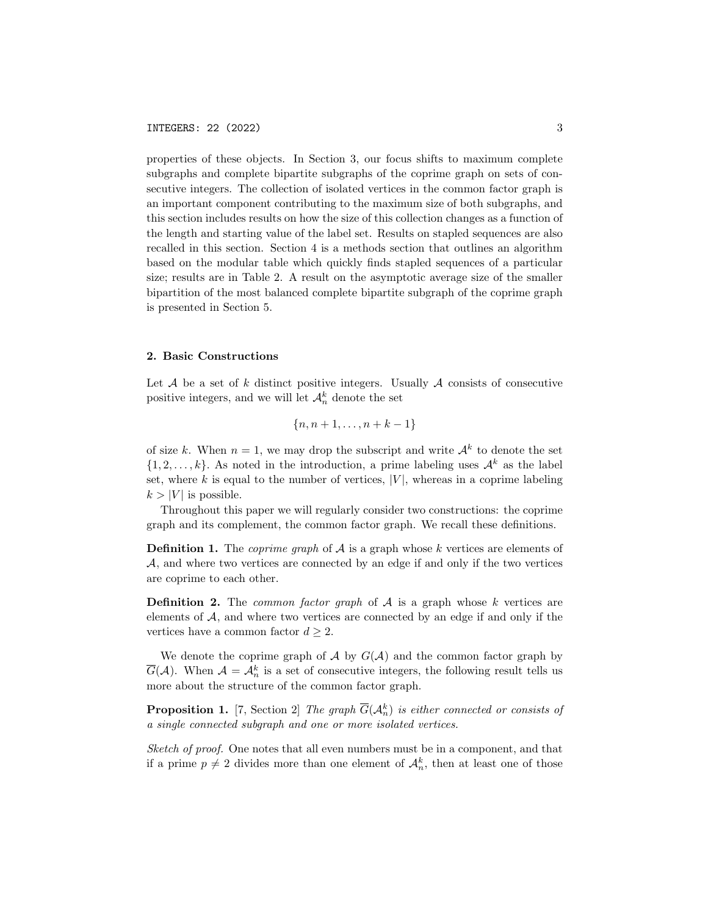properties of these objects. In Section 3, our focus shifts to maximum complete subgraphs and complete bipartite subgraphs of the coprime graph on sets of consecutive integers. The collection of isolated vertices in the common factor graph is an important component contributing to the maximum size of both subgraphs, and this section includes results on how the size of this collection changes as a function of the length and starting value of the label set. Results on stapled sequences are also recalled in this section. Section 4 is a methods section that outlines an algorithm based on the modular table which quickly finds stapled sequences of a particular size; results are in Table 2. A result on the asymptotic average size of the smaller bipartition of the most balanced complete bipartite subgraph of the coprime graph is presented in Section 5.

## 2. Basic Constructions

Let $\mathcal{A}$ be a set of $k$ distinct positive integers. Usually $\mathcal{A}$ consists of consecutive positive integers, and we will let $\mathcal{A}_n^k$ denote the set

$$\{n, n+1, \ldots, n+k-1\}$$

of size $k$. When $n = 1$, we may drop the subscript and write $\mathcal{A}^k$ to denote the set $\{1, 2, \ldots, k\}$. As noted in the introduction, a prime labeling uses $\mathcal{A}^k$ as the label set, where $k$ is equal to the number of vertices, $|V|$, whereas in a coprime labeling $k > |V|$ is possible.

Throughout this paper we will regularly consider two constructions: the coprime graph and its complement, the common factor graph. We recall these definitions.

**Definition 1.** The *coprime graph* of $\mathcal{A}$ is a graph whose $k$ vertices are elements of $\mathcal{A}$, and where two vertices are connected by an edge if and only if the two vertices are coprime to each other.

**Definition 2.** The *common factor graph* of $\mathcal{A}$ is a graph whose $k$ vertices are elements of $\mathcal{A}$, and where two vertices are connected by an edge if and only if the vertices have a common factor $d \geq 2$.

We denote the coprime graph of $\mathcal{A}$ by $G(\mathcal{A})$ and the common factor graph by $\overline{G}(\mathcal{A})$. When $\mathcal{A} = \mathcal{A}_n^k$ is a set of consecutive integers, the following result tells us more about the structure of the common factor graph.

**Proposition 1.** [7, Section 2] *The graph $\overline{G}(\mathcal{A}_n^k)$ is either connected or consists of a single connected subgraph and one or more isolated vertices.*

*Sketch of proof.* One notes that all even numbers must be in a component, and that if a prime $p \neq 2$ divides more than one element of $\mathcal{A}_n^k$, then at least one of those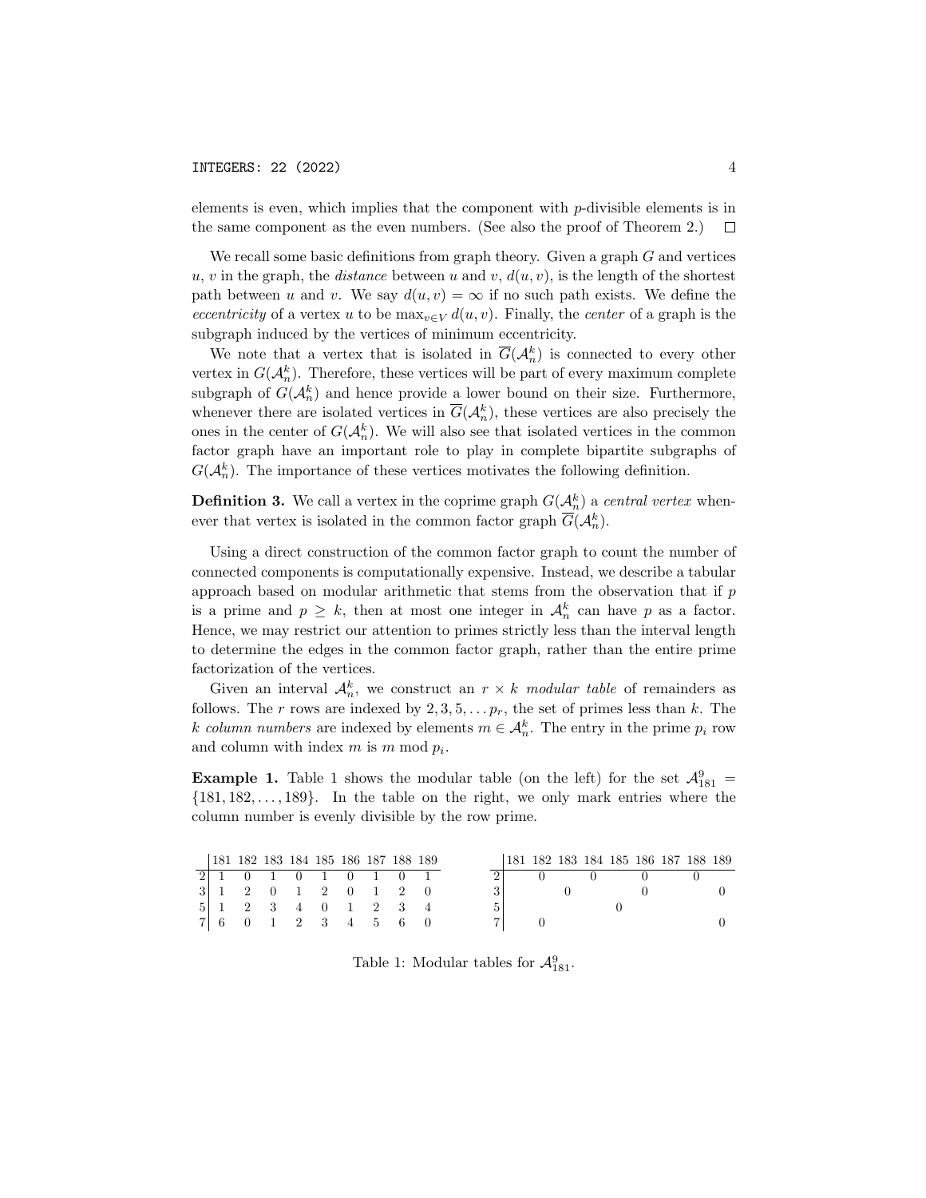elements is even, which implies that the component with $p$-divisible elements is in the same component as the even numbers. (See also the proof of Theorem 2.) $\square$

We recall some basic definitions from graph theory. Given a graph $G$ and vertices $u$, $v$ in the graph, the *distance* between $u$ and $v$, $d(u, v)$, is the length of the shortest path between $u$ and $v$. We say $d(u, v) = \infty$ if no such path exists. We define the *eccentricity* of a vertex $u$ to be $\max_{v \in V} d(u, v)$. Finally, the *center* of a graph is the subgraph induced by the vertices of minimum eccentricity.

We note that a vertex that is isolated in $\overline{G}(\mathcal{A}_n^k)$ is connected to every other vertex in $G(\mathcal{A}_n^k)$. Therefore, these vertices will be part of every maximum complete subgraph of $G(\mathcal{A}_n^k)$ and hence provide a lower bound on their size. Furthermore, whenever there are isolated vertices in $\overline{G}(\mathcal{A}_n^k)$, these vertices are also precisely the ones in the center of $G(\mathcal{A}_n^k)$. We will also see that isolated vertices in the common factor graph have an important role to play in complete bipartite subgraphs of $G(\mathcal{A}_n^k)$. The importance of these vertices motivates the following definition.

**Definition 3.** We call a vertex in the coprime graph $G(\mathcal{A}_n^k)$ a *central vertex* whenever that vertex is isolated in the common factor graph $\overline{G}(\mathcal{A}_n^k)$.

Using a direct construction of the common factor graph to count the number of connected components is computationally expensive. Instead, we describe a tabular approach based on modular arithmetic that stems from the observation that if $p$ is a prime and $p \geq k$, then at most one integer in $\mathcal{A}_n^k$ can have $p$ as a factor. Hence, we may restrict our attention to primes strictly less than the interval length to determine the edges in the common factor graph, rather than the entire prime factorization of the vertices.

Given an interval $\mathcal{A}_n^k$, we construct an $r \times k$ *modular table* of remainders as follows. The $r$ rows are indexed by $2, 3, 5, \ldots p_r$, the set of primes less than $k$. The $k$ *column numbers* are indexed by elements $m \in \mathcal{A}_n^k$. The entry in the prime $p_i$ row and column with index $m$ is $m \bmod p_i$.

**Example 1.** Table 1 shows the modular table (on the left) for the set $\mathcal{A}_{181}^9 = \{181, 182, \ldots, 189\}$. In the table on the right, we only mark entries where the column number is evenly divisible by the row prime.

| | 181 | 182 | 183 | 184 | 185 | 186 | 187 | 188 | 189 |
|---|---|---|---|---|---|---|---|---|---|
| 2 | 1 | 0 | 1 | 0 | 1 | 0 | 1 | 0 | 1 |
| 3 | 1 | 2 | 0 | 1 | 2 | 0 | 1 | 2 | 0 |
| 5 | 1 | 2 | 3 | 4 | 0 | 1 | 2 | 3 | 4 |
| 7 | 6 | 0 | 1 | 2 | 3 | 4 | 5 | 6 | 0 |

| | 181 | 182 | 183 | 184 | 185 | 186 | 187 | 188 | 189 |
|---|---|---|---|---|---|---|---|---|---|
| 2 | | 0 | | 0 | | 0 | | 0 | |
| 3 | | | 0 | | | 0 | | | 0 |
| 5 | | | | | 0 | | | | |
| 7 | | 0 | | | | | | | 0 |

Table 1: Modular tables for $\mathcal{A}_{181}^9$.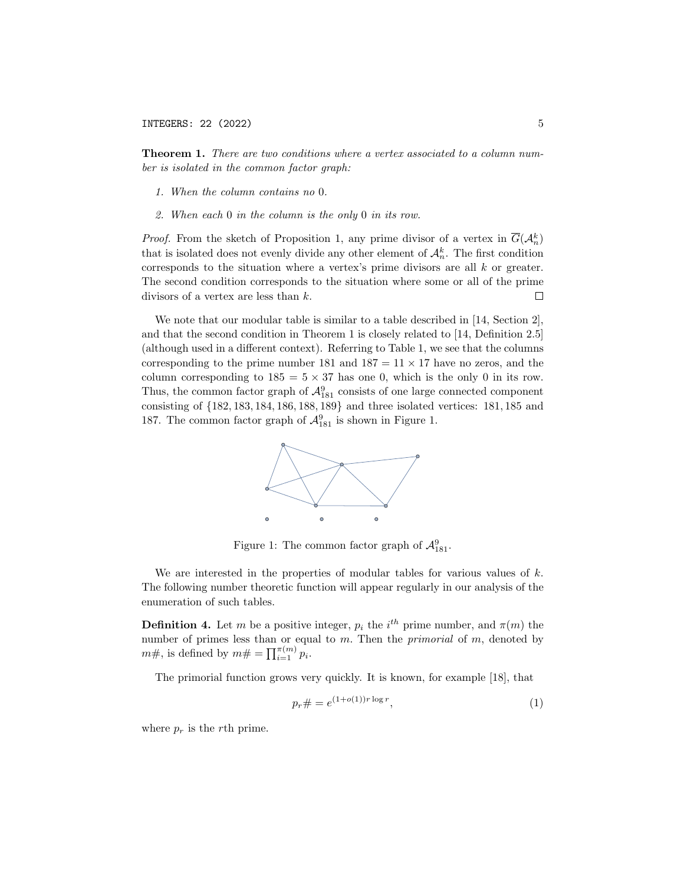**Theorem 1.** *There are two conditions where a vertex associated to a column number is isolated in the common factor graph:*

1. *When the column contains no* 0*.*
2. *When each* 0 *in the column is the only* 0 *in its row.*

*Proof.* From the sketch of Proposition 1, any prime divisor of a vertex in $\overline{G}(\mathcal{A}_n^k)$ that is isolated does not evenly divide any other element of $\mathcal{A}_n^k$. The first condition corresponds to the situation where a vertex's prime divisors are all $k$ or greater. The second condition corresponds to the situation where some or all of the prime divisors of a vertex are less than $k$. □

We note that our modular table is similar to a table described in [14, Section 2], and that the second condition in Theorem 1 is closely related to [14, Definition 2.5] (although used in a different context). Referring to Table 1, we see that the columns corresponding to the prime number 181 and $187 = 11 \times 17$ have no zeros, and the column corresponding to $185 = 5 \times 37$ has one 0, which is the only 0 in its row. Thus, the common factor graph of $\mathcal{A}_{181}^9$ consists of one large connected component consisting of $\{182, 183, 184, 186, 188, 189\}$ and three isolated vertices: $181, 185$ and 187. The common factor graph of $\mathcal{A}_{181}^9$ is shown in Figure 1.

Figure 1: The common factor graph of $\mathcal{A}_{181}^9$.

We are interested in the properties of modular tables for various values of $k$. The following number theoretic function will appear regularly in our analysis of the enumeration of such tables.

**Definition 4.** Let $m$ be a positive integer, $p_i$ the $i^{th}$ prime number, and $\pi(m)$ the number of primes less than or equal to $m$. Then the *primorial* of $m$, denoted by $m\#$, is defined by $m\# = \prod_{i=1}^{\pi(m)} p_i$.

The primorial function grows very quickly. It is known, for example [18], that

$$p_r\# = e^{(1+o(1))r \log r}, \tag{1}$$

where $p_r$ is the $r$th prime.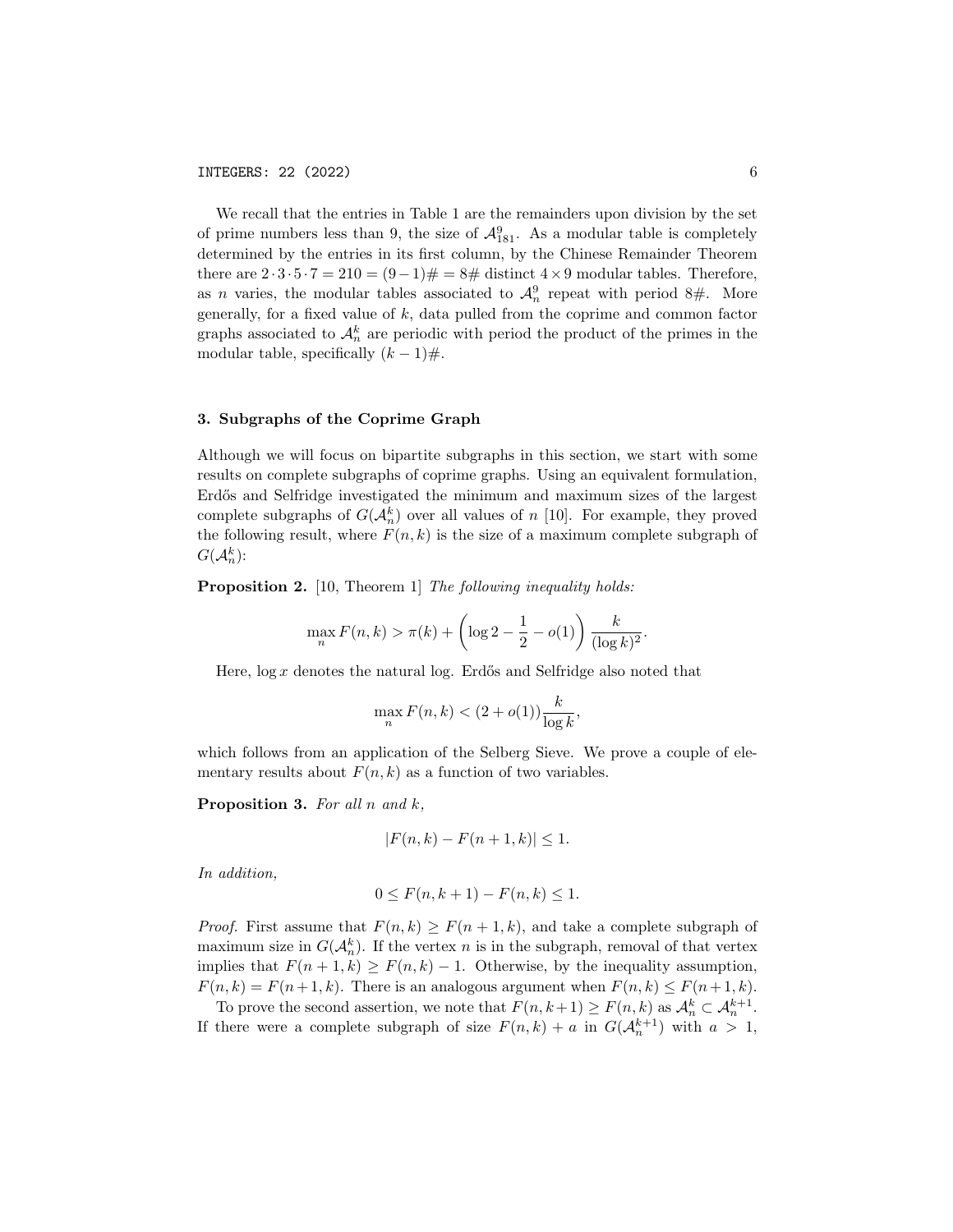We recall that the entries in Table 1 are the remainders upon division by the set of prime numbers less than 9, the size of $\mathcal{A}_{181}^{9}$. As a modular table is completely determined by the entries in its first column, by the Chinese Remainder Theorem there are $2 \cdot 3 \cdot 5 \cdot 7 = 210 = (9-1)\# = 8\#$ distinct $4 \times 9$ modular tables. Therefore, as $n$ varies, the modular tables associated to $\mathcal{A}_{n}^{9}$ repeat with period $8\#$. More generally, for a fixed value of $k$, data pulled from the coprime and common factor graphs associated to $\mathcal{A}_{n}^{k}$ are periodic with period the product of the primes in the modular table, specifically $(k-1)\#$.

## 3. Subgraphs of the Coprime Graph

Although we will focus on bipartite subgraphs in this section, we start with some results on complete subgraphs of coprime graphs. Using an equivalent formulation, Erdős and Selfridge investigated the minimum and maximum sizes of the largest complete subgraphs of $G(\mathcal{A}_{n}^{k})$ over all values of $n$ [10]. For example, they proved the following result, where $F(n,k)$ is the size of a maximum complete subgraph of $G(\mathcal{A}_{n}^{k})$:

**Proposition 2.** [10, Theorem 1] *The following inequality holds:*

$$\max_{n} F(n,k) > \pi(k) + \left(\log 2 - \frac{1}{2} - o(1)\right)\frac{k}{(\log k)^2}.$$

Here, $\log x$ denotes the natural log. Erdős and Selfridge also noted that

$$\max_{n} F(n,k) < (2 + o(1))\frac{k}{\log k},$$

which follows from an application of the Selberg Sieve. We prove a couple of elementary results about $F(n,k)$ as a function of two variables.

**Proposition 3.** *For all $n$ and $k$,*

$$|F(n,k) - F(n+1,k)| \leq 1.$$

*In addition,*

$$0 \leq F(n,k+1) - F(n,k) \leq 1.$$

*Proof.* First assume that $F(n,k) \geq F(n+1,k)$, and take a complete subgraph of maximum size in $G(\mathcal{A}_{n}^{k})$. If the vertex $n$ is in the subgraph, removal of that vertex implies that $F(n+1,k) \geq F(n,k) - 1$. Otherwise, by the inequality assumption, $F(n,k) = F(n+1,k)$. There is an analogous argument when $F(n,k) \leq F(n+1,k)$.

To prove the second assertion, we note that $F(n,k+1) \geq F(n,k)$ as $\mathcal{A}_{n}^{k} \subset \mathcal{A}_{n}^{k+1}$. If there were a complete subgraph of size $F(n,k) + a$ in $G(\mathcal{A}_{n}^{k+1})$ with $a > 1$,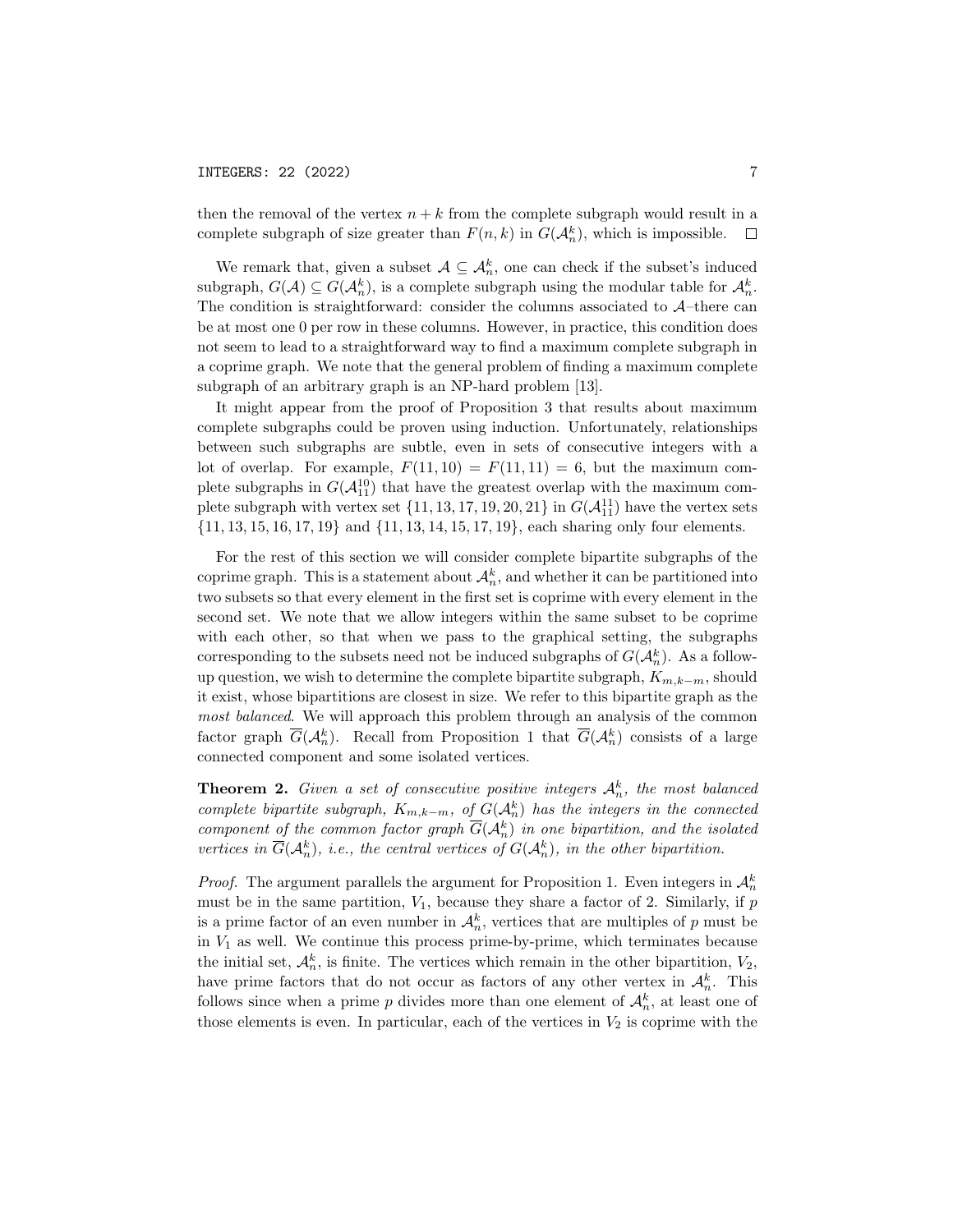then the removal of the vertex $n+k$ from the complete subgraph would result in a complete subgraph of size greater than $F(n,k)$ in $G(\mathcal{A}_n^k)$, which is impossible. $\square$

We remark that, given a subset $\mathcal{A} \subseteq \mathcal{A}_n^k$, one can check if the subset's induced subgraph, $G(\mathcal{A}) \subseteq G(\mathcal{A}_n^k)$, is a complete subgraph using the modular table for $\mathcal{A}_n^k$. The condition is straightforward: consider the columns associated to $\mathcal{A}$–there can be at most one 0 per row in these columns. However, in practice, this condition does not seem to lead to a straightforward way to find a maximum complete subgraph in a coprime graph. We note that the general problem of finding a maximum complete subgraph of an arbitrary graph is an NP-hard problem [13].

It might appear from the proof of Proposition 3 that results about maximum complete subgraphs could be proven using induction. Unfortunately, relationships between such subgraphs are subtle, even in sets of consecutive integers with a lot of overlap. For example, $F(11,10) = F(11,11) = 6$, but the maximum complete subgraphs in $G(\mathcal{A}_{11}^{10})$ that have the greatest overlap with the maximum complete subgraph with vertex set $\{11,13,17,19,20,21\}$ in $G(\mathcal{A}_{11}^{11})$ have the vertex sets $\{11,13,15,16,17,19\}$ and $\{11,13,14,15,17,19\}$, each sharing only four elements.

For the rest of this section we will consider complete bipartite subgraphs of the coprime graph. This is a statement about $\mathcal{A}_n^k$, and whether it can be partitioned into two subsets so that every element in the first set is coprime with every element in the second set. We note that we allow integers within the same subset to be coprime with each other, so that when we pass to the graphical setting, the subgraphs corresponding to the subsets need not be induced subgraphs of $G(\mathcal{A}_n^k)$. As a follow-up question, we wish to determine the complete bipartite subgraph, $K_{m,k-m}$, should it exist, whose bipartitions are closest in size. We refer to this bipartite graph as the *most balanced*. We will approach this problem through an analysis of the common factor graph $\overline{G}(\mathcal{A}_n^k)$. Recall from Proposition 1 that $\overline{G}(\mathcal{A}_n^k)$ consists of a large connected component and some isolated vertices.

**Theorem 2.** *Given a set of consecutive positive integers $\mathcal{A}_n^k$, the most balanced complete bipartite subgraph, $K_{m,k-m}$, of $G(\mathcal{A}_n^k)$ has the integers in the connected component of the common factor graph $\overline{G}(\mathcal{A}_n^k)$ in one bipartition, and the isolated vertices in $\overline{G}(\mathcal{A}_n^k)$, i.e., the central vertices of $G(\mathcal{A}_n^k)$, in the other bipartition.*

*Proof.* The argument parallels the argument for Proposition 1. Even integers in $\mathcal{A}_n^k$ must be in the same partition, $V_1$, because they share a factor of 2. Similarly, if $p$ is a prime factor of an even number in $\mathcal{A}_n^k$, vertices that are multiples of $p$ must be in $V_1$ as well. We continue this process prime-by-prime, which terminates because the initial set, $\mathcal{A}_n^k$, is finite. The vertices which remain in the other bipartition, $V_2$, have prime factors that do not occur as factors of any other vertex in $\mathcal{A}_n^k$. This follows since when a prime $p$ divides more than one element of $\mathcal{A}_n^k$, at least one of those elements is even. In particular, each of the vertices in $V_2$ is coprime with the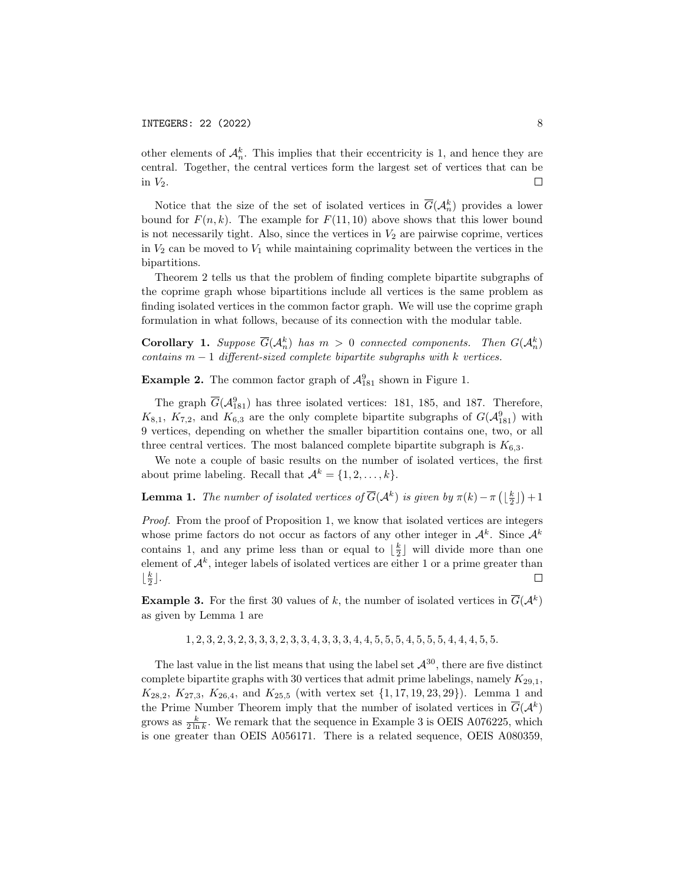other elements of $\mathcal{A}_n^k$. This implies that their eccentricity is 1, and hence they are central. Together, the central vertices form the largest set of vertices that can be in $V_2$. $\square$

Notice that the size of the set of isolated vertices in $\overline{G}(\mathcal{A}_n^k)$ provides a lower bound for $F(n,k)$. The example for $F(11,10)$ above shows that this lower bound is not necessarily tight. Also, since the vertices in $V_2$ are pairwise coprime, vertices in $V_2$ can be moved to $V_1$ while maintaining coprimality between the vertices in the bipartitions.

Theorem 2 tells us that the problem of finding complete bipartite subgraphs of the coprime graph whose bipartitions include all vertices is the same problem as finding isolated vertices in the common factor graph. We will use the coprime graph formulation in what follows, because of its connection with the modular table.

**Corollary 1.** *Suppose $\overline{G}(\mathcal{A}_n^k)$ has $m > 0$ connected components. Then $G(\mathcal{A}_n^k)$ contains $m-1$ different-sized complete bipartite subgraphs with $k$ vertices.*

**Example 2.** The common factor graph of $\mathcal{A}_{181}^9$ shown in Figure 1.

The graph $\overline{G}(\mathcal{A}_{181}^9)$ has three isolated vertices: 181, 185, and 187. Therefore, $K_{8,1}$, $K_{7,2}$, and $K_{6,3}$ are the only complete bipartite subgraphs of $G(\mathcal{A}_{181}^9)$ with 9 vertices, depending on whether the smaller bipartition contains one, two, or all three central vertices. The most balanced complete bipartite subgraph is $K_{6,3}$.

We note a couple of basic results on the number of isolated vertices, the first about prime labeling. Recall that $\mathcal{A}^k = \{1, 2, \ldots, k\}$.

**Lemma 1.** *The number of isolated vertices of $\overline{G}(\mathcal{A}^k)$ is given by $\pi(k) - \pi\left(\lfloor \frac{k}{2} \rfloor\right) + 1$*

*Proof.* From the proof of Proposition 1, we know that isolated vertices are integers whose prime factors do not occur as factors of any other integer in $\mathcal{A}^k$. Since $\mathcal{A}^k$ contains 1, and any prime less than or equal to $\lfloor \frac{k}{2} \rfloor$ will divide more than one element of $\mathcal{A}^k$, integer labels of isolated vertices are either 1 or a prime greater than $\lfloor \frac{k}{2} \rfloor$. $\square$

**Example 3.** For the first 30 values of $k$, the number of isolated vertices in $\overline{G}(\mathcal{A}^k)$ as given by Lemma 1 are

$$1, 2, 3, 2, 3, 2, 3, 3, 3, 2, 3, 3, 4, 3, 3, 3, 4, 4, 5, 5, 5, 4, 5, 5, 5, 4, 4, 4, 5, 5.$$

The last value in the list means that using the label set $\mathcal{A}^{30}$, there are five distinct complete bipartite graphs with 30 vertices that admit prime labelings, namely $K_{29,1}$, $K_{28,2}$, $K_{27,3}$, $K_{26,4}$, and $K_{25,5}$ (with vertex set $\{1, 17, 19, 23, 29\}$). Lemma 1 and the Prime Number Theorem imply that the number of isolated vertices in $\overline{G}(\mathcal{A}^k)$ grows as $\frac{k}{2 \ln k}$. We remark that the sequence in Example 3 is OEIS A076225, which is one greater than OEIS A056171. There is a related sequence, OEIS A080359,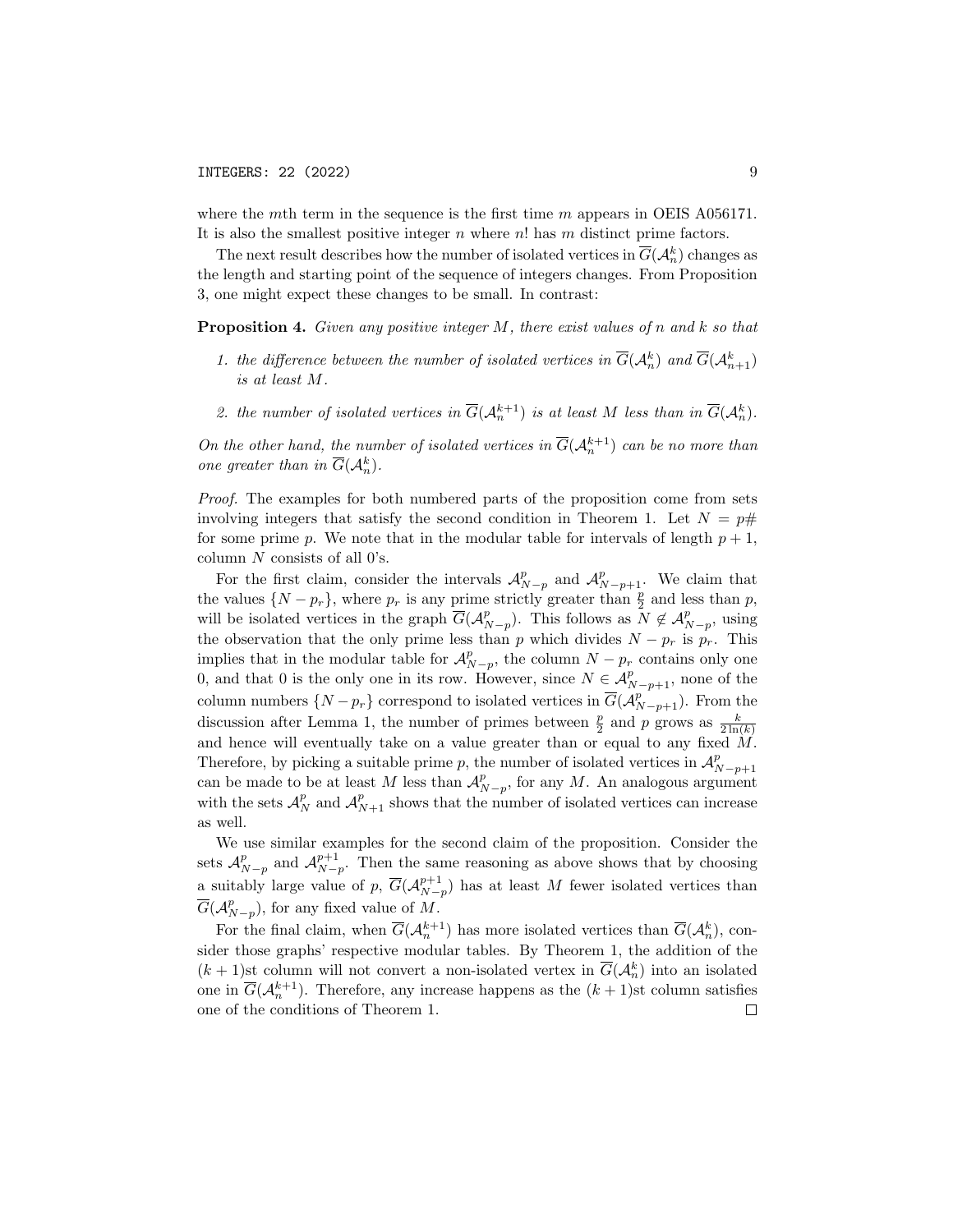where the $m$th term in the sequence is the first time $m$ appears in OEIS A056171. It is also the smallest positive integer $n$ where $n!$ has $m$ distinct prime factors.

The next result describes how the number of isolated vertices in $\overline{G}(\mathcal{A}_n^k)$ changes as the length and starting point of the sequence of integers changes. From Proposition 3, one might expect these changes to be small. In contrast:

**Proposition 4.** *Given any positive integer $M$, there exist values of $n$ and $k$ so that*

1. *the difference between the number of isolated vertices in $\overline{G}(\mathcal{A}_n^k)$ and $\overline{G}(\mathcal{A}_{n+1}^k)$ is at least $M$.*

2. *the number of isolated vertices in $\overline{G}(\mathcal{A}_n^{k+1})$ is at least $M$ less than in $\overline{G}(\mathcal{A}_n^k)$.*

*On the other hand, the number of isolated vertices in $\overline{G}(\mathcal{A}_n^{k+1})$ can be no more than one greater than in $\overline{G}(\mathcal{A}_n^k)$.*

*Proof.* The examples for both numbered parts of the proposition come from sets involving integers that satisfy the second condition in Theorem 1. Let $N = p\#$ for some prime $p$. We note that in the modular table for intervals of length $p+1$, column $N$ consists of all 0's.

For the first claim, consider the intervals $\mathcal{A}_{N-p}^p$ and $\mathcal{A}_{N-p+1}^p$. We claim that the values $\{N - p_r\}$, where $p_r$ is any prime strictly greater than $\frac{p}{2}$ and less than $p$, will be isolated vertices in the graph $\overline{G}(\mathcal{A}_{N-p}^p)$. This follows as $N \notin \mathcal{A}_{N-p}^p$, using the observation that the only prime less than $p$ which divides $N - p_r$ is $p_r$. This implies that in the modular table for $\mathcal{A}_{N-p}^p$, the column $N - p_r$ contains only one 0, and that 0 is the only one in its row. However, since $N \in \mathcal{A}_{N-p+1}^p$, none of the column numbers $\{N - p_r\}$ correspond to isolated vertices in $\overline{G}(\mathcal{A}_{N-p+1}^p)$. From the discussion after Lemma 1, the number of primes between $\frac{p}{2}$ and $p$ grows as $\frac{k}{2\ln(k)}$ and hence will eventually take on a value greater than or equal to any fixed $M$. Therefore, by picking a suitable prime $p$, the number of isolated vertices in $\mathcal{A}_{N-p+1}^p$ can be made to be at least $M$ less than $\mathcal{A}_{N-p}^p$, for any $M$. An analogous argument with the sets $\mathcal{A}_N^p$ and $\mathcal{A}_{N+1}^p$ shows that the number of isolated vertices can increase as well.

We use similar examples for the second claim of the proposition. Consider the sets $\mathcal{A}_{N-p}^p$ and $\mathcal{A}_{N-p}^{p+1}$. Then the same reasoning as above shows that by choosing a suitably large value of $p$, $\overline{G}(\mathcal{A}_{N-p}^{p+1})$ has at least $M$ fewer isolated vertices than $\overline{G}(\mathcal{A}_{N-p}^p)$, for any fixed value of $M$.

For the final claim, when $\overline{G}(\mathcal{A}_n^{k+1})$ has more isolated vertices than $\overline{G}(\mathcal{A}_n^k)$, consider those graphs' respective modular tables. By Theorem 1, the addition of the $(k+1)$st column will not convert a non-isolated vertex in $\overline{G}(\mathcal{A}_n^k)$ into an isolated one in $\overline{G}(\mathcal{A}_n^{k+1})$. Therefore, any increase happens as the $(k+1)$st column satisfies one of the conditions of Theorem 1. □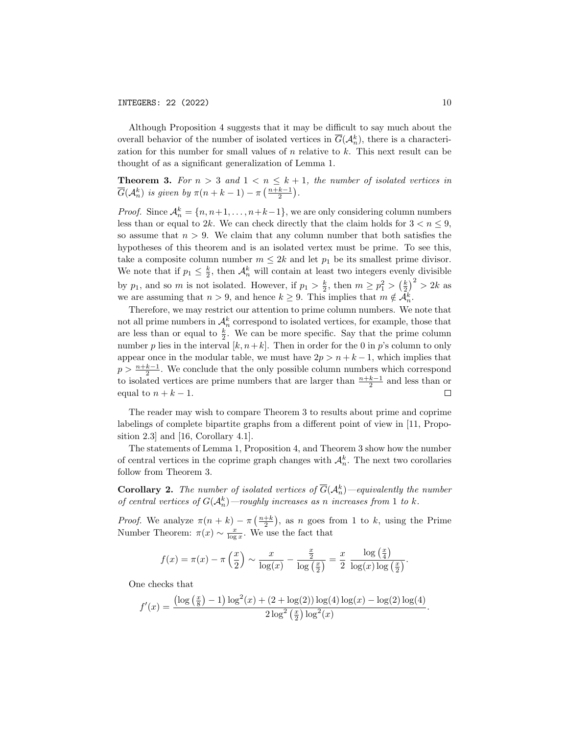Although Proposition 4 suggests that it may be difficult to say much about the overall behavior of the number of isolated vertices in $\overline{G}(\mathcal{A}_n^k)$, there is a characterization for this number for small values of $n$ relative to $k$. This next result can be thought of as a significant generalization of Lemma 1.

**Theorem 3.** *For $n > 3$ and $1 < n \leq k+1$, the number of isolated vertices in $\overline{G}(\mathcal{A}_n^k)$ is given by $\pi(n+k-1) - \pi\left(\frac{n+k-1}{2}\right)$.*

*Proof.* Since $\mathcal{A}_n^k = \{n, n+1, \ldots, n+k-1\}$, we are only considering column numbers less than or equal to $2k$. We can check directly that the claim holds for $3 < n \leq 9$, so assume that $n > 9$. We claim that any column number that both satisfies the hypotheses of this theorem and is an isolated vertex must be prime. To see this, take a composite column number $m \leq 2k$ and let $p_1$ be its smallest prime divisor. We note that if $p_1 \leq \frac{k}{2}$, then $\mathcal{A}_n^k$ will contain at least two integers evenly divisible by $p_1$, and so $m$ is not isolated. However, if $p_1 > \frac{k}{2}$, then $m \geq p_1^2 > \left(\frac{k}{2}\right)^2 > 2k$ as we are assuming that $n > 9$, and hence $k \geq 9$. This implies that $m \notin \mathcal{A}_n^k$.

Therefore, we may restrict our attention to prime column numbers. We note that not all prime numbers in $\mathcal{A}_n^k$ correspond to isolated vertices, for example, those that are less than or equal to $\frac{k}{2}$. We can be more specific. Say that the prime column number $p$ lies in the interval $[k, n+k]$. Then in order for the 0 in $p$'s column to only appear once in the modular table, we must have $2p > n+k-1$, which implies that $p > \frac{n+k-1}{2}$. We conclude that the only possible column numbers which correspond to isolated vertices are prime numbers that are larger than $\frac{n+k-1}{2}$ and less than or equal to $n+k-1$. $\square$

The reader may wish to compare Theorem 3 to results about prime and coprime labelings of complete bipartite graphs from a different point of view in [11, Proposition 2.3] and [16, Corollary 4.1].

The statements of Lemma 1, Proposition 4, and Theorem 3 show how the number of central vertices in the coprime graph changes with $\mathcal{A}_n^k$. The next two corollaries follow from Theorem 3.

**Corollary 2.** *The number of isolated vertices of $\overline{G}(\mathcal{A}_n^k)$—equivalently the number of central vertices of $G(\mathcal{A}_n^k)$—roughly increases as $n$ increases from 1 to $k$.*

*Proof.* We analyze $\pi(n+k) - \pi\left(\frac{n+k}{2}\right)$, as $n$ goes from 1 to $k$, using the Prime Number Theorem: $\pi(x) \sim \frac{x}{\log x}$. We use the fact that

$$f(x) = \pi(x) - \pi\left(\frac{x}{2}\right) \sim \frac{x}{\log(x)} - \frac{\frac{x}{2}}{\log\left(\frac{x}{2}\right)} = \frac{x}{2}\ \frac{\log\left(\frac{x}{4}\right)}{\log(x)\log\left(\frac{x}{2}\right)}.$$

One checks that

$$f'(x) = \frac{\left(\log\left(\frac{x}{8}\right) - 1\right)\log^2(x) + (2+\log(2))\log(4)\log(x) - \log(2)\log(4)}{2\log^2\left(\frac{x}{2}\right)\log^2(x)}.$$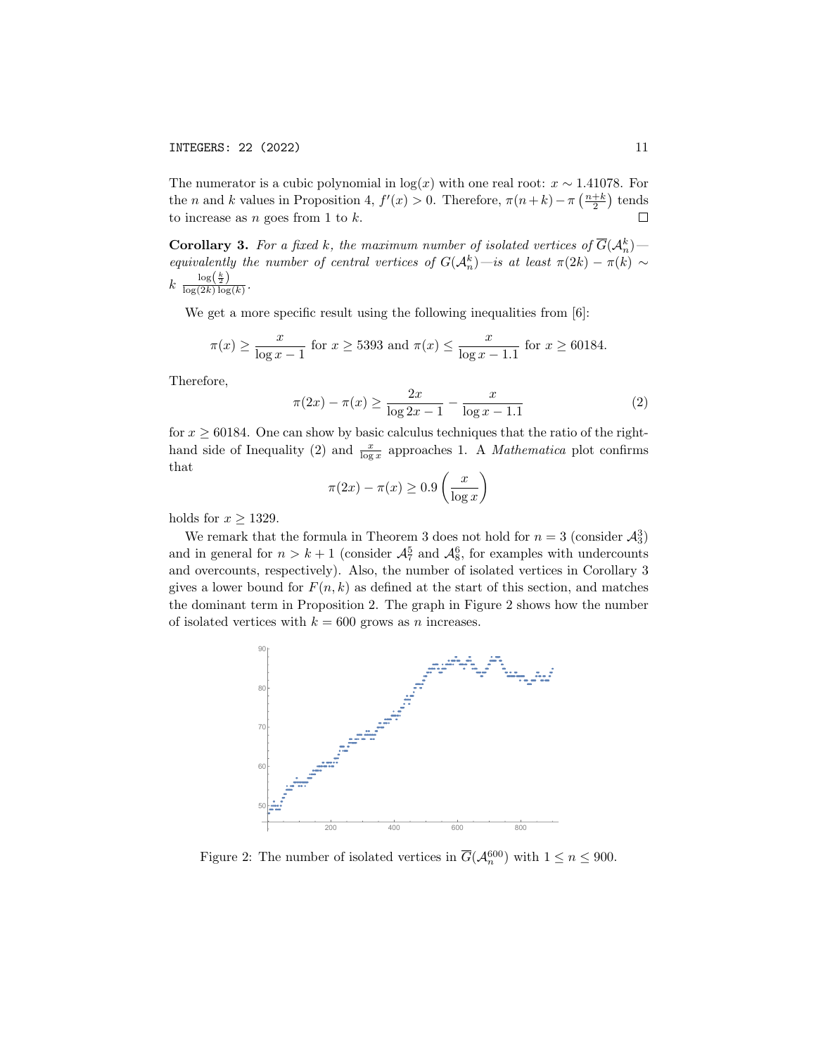The numerator is a cubic polynomial in $\log(x)$ with one real root: $x \sim 1.41078$. For the $n$ and $k$ values in Proposition 4, $f'(x) > 0$. Therefore, $\pi(n+k) - \pi\left(\frac{n+k}{2}\right)$ tends to increase as $n$ goes from 1 to $k$. $\square$

**Corollary 3.** *For a fixed $k$, the maximum number of isolated vertices of $\overline{G}(\mathcal{A}_n^k)$—equivalently the number of central vertices of $G(\mathcal{A}_n^k)$—is at least $\pi(2k) - \pi(k) \sim k \, \frac{\log\left(\frac{k}{2}\right)}{\log(2k)\log(k)}$.*

We get a more specific result using the following inequalities from [6]:

$$\pi(x) \geq \frac{x}{\log x - 1} \text{ for } x \geq 5393 \text{ and } \pi(x) \leq \frac{x}{\log x - 1.1} \text{ for } x \geq 60184.$$

Therefore,

$$\pi(2x) - \pi(x) \geq \frac{2x}{\log 2x - 1} - \frac{x}{\log x - 1.1} \tag{2}$$

for $x \geq 60184$. One can show by basic calculus techniques that the ratio of the right-hand side of Inequality (2) and $\frac{x}{\log x}$ approaches 1. A *Mathematica* plot confirms that

$$\pi(2x) - \pi(x) \geq 0.9\left(\frac{x}{\log x}\right)$$

holds for $x \geq 1329$.

We remark that the formula in Theorem 3 does not hold for $n = 3$ (consider $\mathcal{A}_3^3$) and in general for $n > k+1$ (consider $\mathcal{A}_7^5$ and $\mathcal{A}_8^6$, for examples with undercounts and overcounts, respectively). Also, the number of isolated vertices in Corollary 3 gives a lower bound for $F(n,k)$ as defined at the start of this section, and matches the dominant term in Proposition 2. The graph in Figure 2 shows how the number of isolated vertices with $k = 600$ grows as $n$ increases.

Figure 2: The number of isolated vertices in $\overline{G}(\mathcal{A}_n^{600})$ with $1 \leq n \leq 900$.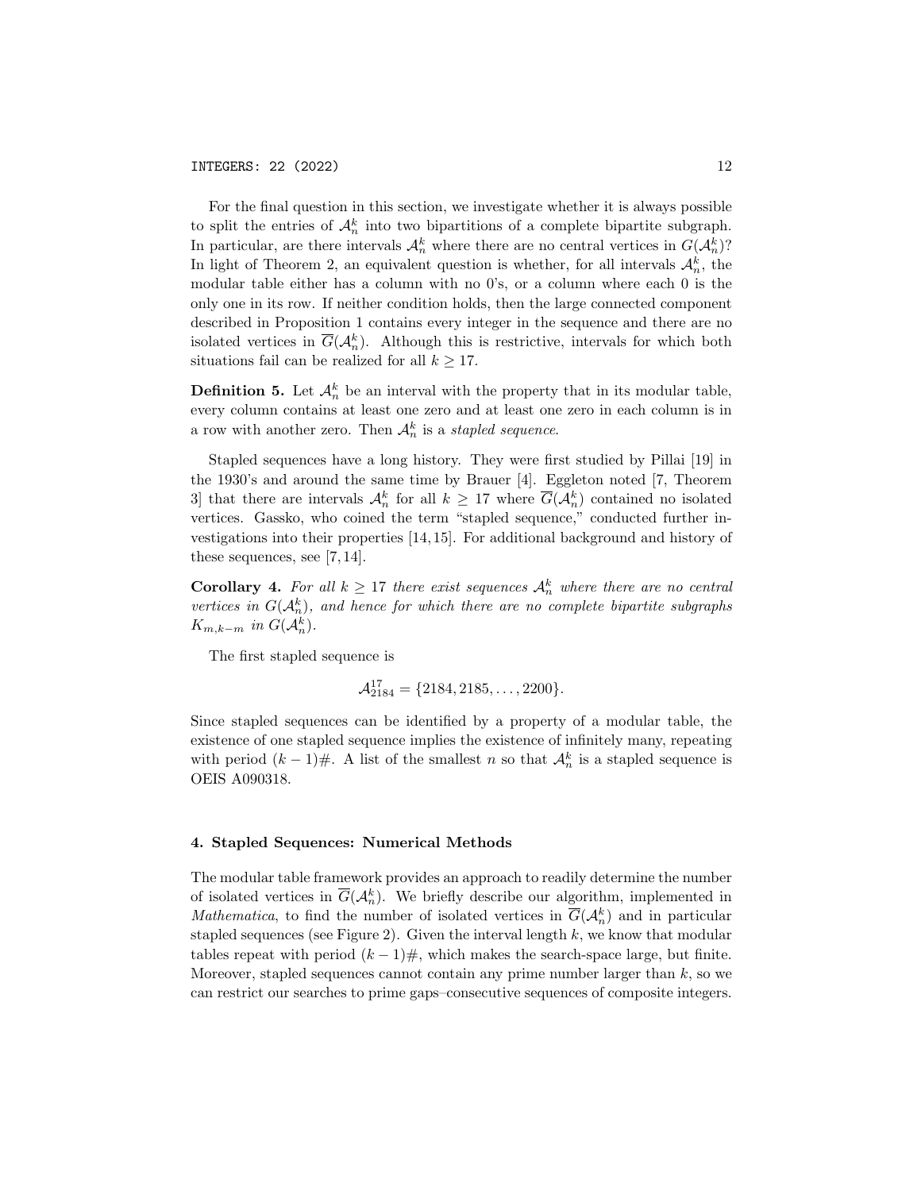For the final question in this section, we investigate whether it is always possible to split the entries of $\mathcal{A}_n^k$ into two bipartitions of a complete bipartite subgraph. In particular, are there intervals $\mathcal{A}_n^k$ where there are no central vertices in $G(\mathcal{A}_n^k)$? In light of Theorem 2, an equivalent question is whether, for all intervals $\mathcal{A}_n^k$, the modular table either has a column with no 0's, or a column where each 0 is the only one in its row. If neither condition holds, then the large connected component described in Proposition 1 contains every integer in the sequence and there are no isolated vertices in $\overline{G}(\mathcal{A}_n^k)$. Although this is restrictive, intervals for which both situations fail can be realized for all $k \geq 17$.

**Definition 5.** Let $\mathcal{A}_n^k$ be an interval with the property that in its modular table, every column contains at least one zero and at least one zero in each column is in a row with another zero. Then $\mathcal{A}_n^k$ is a *stapled sequence*.

Stapled sequences have a long history. They were first studied by Pillai [19] in the 1930's and around the same time by Brauer [4]. Eggleton noted [7, Theorem 3] that there are intervals $\mathcal{A}_n^k$ for all $k \geq 17$ where $\overline{G}(\mathcal{A}_n^k)$ contained no isolated vertices. Gassko, who coined the term "stapled sequence," conducted further investigations into their properties [14, 15]. For additional background and history of these sequences, see [7, 14].

**Corollary 4.** *For all $k \geq 17$ there exist sequences $\mathcal{A}_n^k$ where there are no central vertices in $G(\mathcal{A}_n^k)$, and hence for which there are no complete bipartite subgraphs $K_{m,k-m}$ in $G(\mathcal{A}_n^k)$.*

The first stapled sequence is

$$\mathcal{A}_{2184}^{17} = \{2184, 2185, \ldots, 2200\}.$$

Since stapled sequences can be identified by a property of a modular table, the existence of one stapled sequence implies the existence of infinitely many, repeating with period $(k-1)\#$. A list of the smallest $n$ so that $\mathcal{A}_n^k$ is a stapled sequence is OEIS A090318.

## 4. Stapled Sequences: Numerical Methods

The modular table framework provides an approach to readily determine the number of isolated vertices in $\overline{G}(\mathcal{A}_n^k)$. We briefly describe our algorithm, implemented in *Mathematica*, to find the number of isolated vertices in $\overline{G}(\mathcal{A}_n^k)$ and in particular stapled sequences (see Figure 2). Given the interval length $k$, we know that modular tables repeat with period $(k-1)\#$, which makes the search-space large, but finite. Moreover, stapled sequences cannot contain any prime number larger than $k$, so we can restrict our searches to prime gaps–consecutive sequences of composite integers.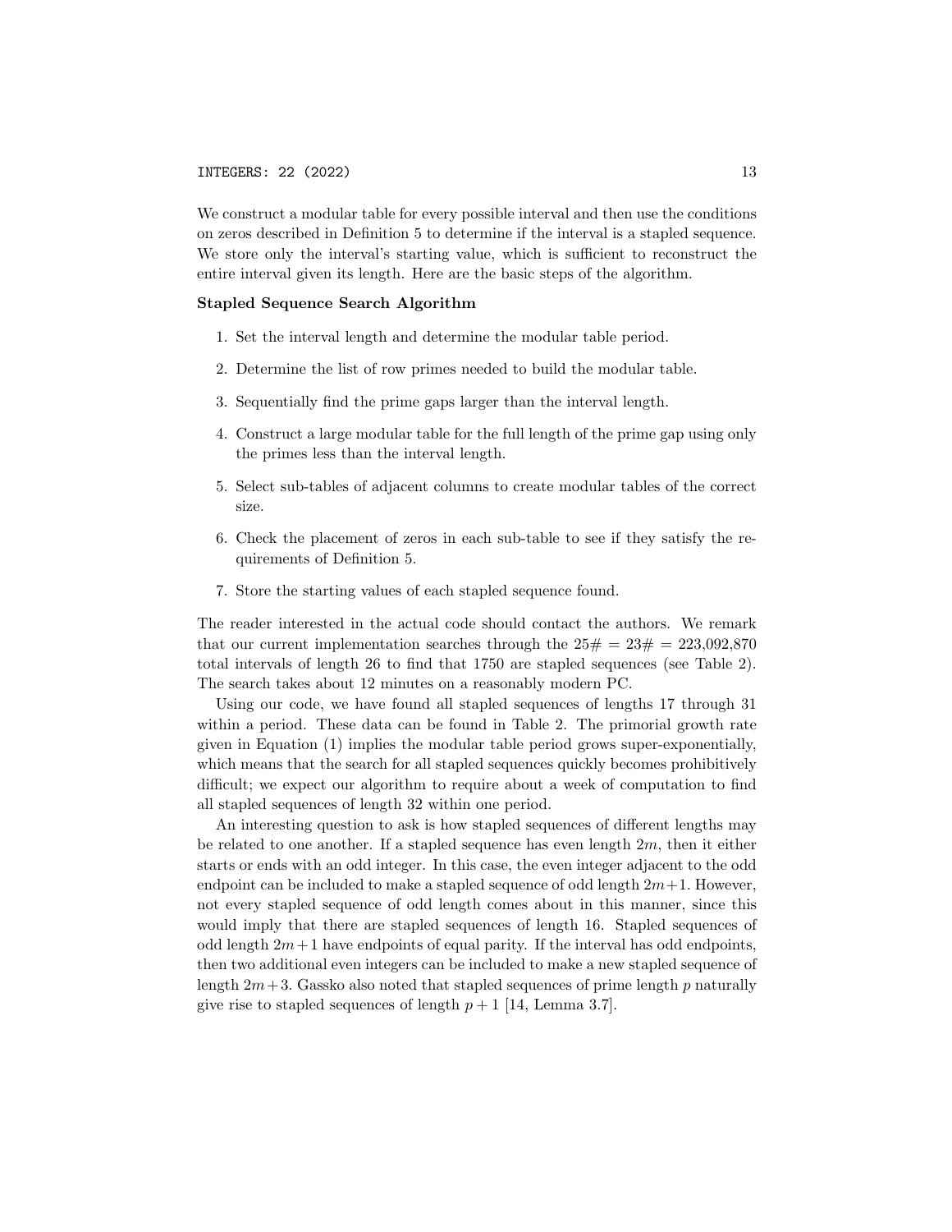We construct a modular table for every possible interval and then use the conditions on zeros described in Definition 5 to determine if the interval is a stapled sequence. We store only the interval's starting value, which is sufficient to reconstruct the entire interval given its length. Here are the basic steps of the algorithm.

**Stapled Sequence Search Algorithm**

1. Set the interval length and determine the modular table period.
2. Determine the list of row primes needed to build the modular table.
3. Sequentially find the prime gaps larger than the interval length.
4. Construct a large modular table for the full length of the prime gap using only the primes less than the interval length.
5. Select sub-tables of adjacent columns to create modular tables of the correct size.
6. Check the placement of zeros in each sub-table to see if they satisfy the requirements of Definition 5.
7. Store the starting values of each stapled sequence found.

The reader interested in the actual code should contact the authors. We remark that our current implementation searches through the $25\# = 23\# = 223{,}092{,}870$ total intervals of length 26 to find that 1750 are stapled sequences (see Table 2). The search takes about 12 minutes on a reasonably modern PC.

Using our code, we have found all stapled sequences of lengths 17 through 31 within a period. These data can be found in Table 2. The primorial growth rate given in Equation (1) implies the modular table period grows super-exponentially, which means that the search for all stapled sequences quickly becomes prohibitively difficult; we expect our algorithm to require about a week of computation to find all stapled sequences of length 32 within one period.

An interesting question to ask is how stapled sequences of different lengths may be related to one another. If a stapled sequence has even length $2m$, then it either starts or ends with an odd integer. In this case, the even integer adjacent to the odd endpoint can be included to make a stapled sequence of odd length $2m+1$. However, not every stapled sequence of odd length comes about in this manner, since this would imply that there are stapled sequences of length 16. Stapled sequences of odd length $2m+1$ have endpoints of equal parity. If the interval has odd endpoints, then two additional even integers can be included to make a new stapled sequence of length $2m+3$. Gassko also noted that stapled sequences of prime length $p$ naturally give rise to stapled sequences of length $p+1$ [14, Lemma 3.7].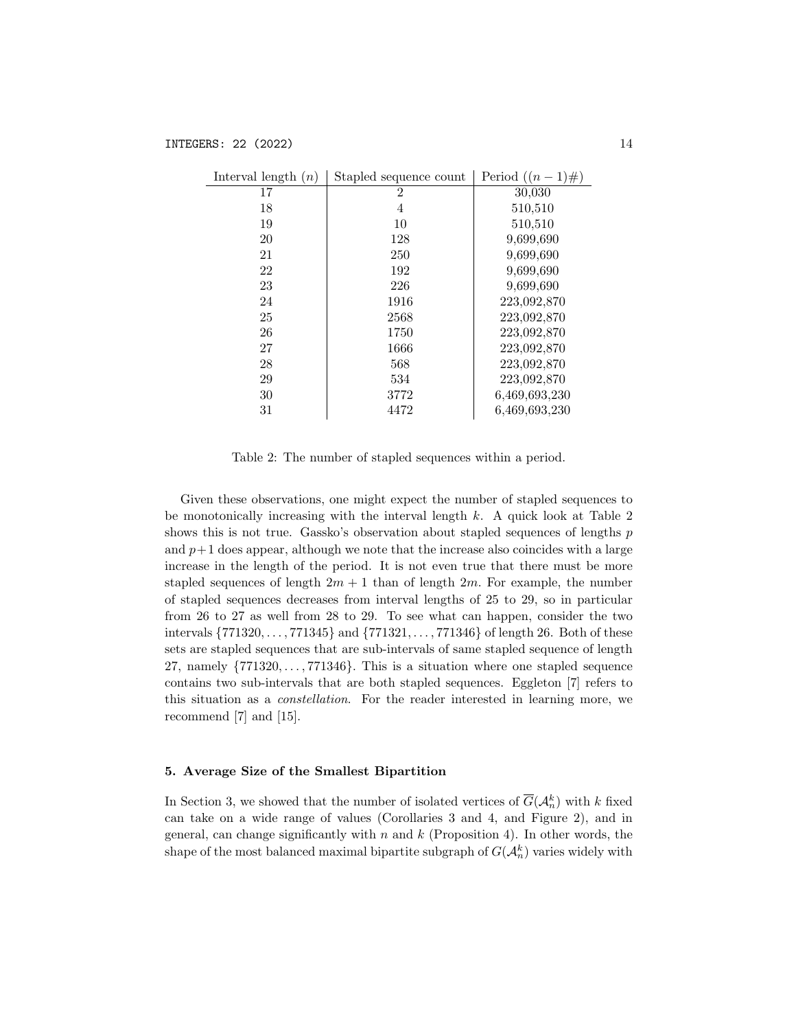| Interval length ($n$) | Stapled sequence count | Period ($(n-1)\#$) |
|---|---|---|
| 17 | 2 | 30,030 |
| 18 | 4 | 510,510 |
| 19 | 10 | 510,510 |
| 20 | 128 | 9,699,690 |
| 21 | 250 | 9,699,690 |
| 22 | 192 | 9,699,690 |
| 23 | 226 | 9,699,690 |
| 24 | 1916 | 223,092,870 |
| 25 | 2568 | 223,092,870 |
| 26 | 1750 | 223,092,870 |
| 27 | 1666 | 223,092,870 |
| 28 | 568 | 223,092,870 |
| 29 | 534 | 223,092,870 |
| 30 | 3772 | 6,469,693,230 |
| 31 | 4472 | 6,469,693,230 |

Table 2: The number of stapled sequences within a period.

Given these observations, one might expect the number of stapled sequences to be monotonically increasing with the interval length $k$. A quick look at Table 2 shows this is not true. Gassko's observation about stapled sequences of lengths $p$ and $p+1$ does appear, although we note that the increase also coincides with a large increase in the length of the period. It is not even true that there must be more stapled sequences of length $2m+1$ than of length $2m$. For example, the number of stapled sequences decreases from interval lengths of 25 to 29, so in particular from 26 to 27 as well from 28 to 29. To see what can happen, consider the two intervals $\{771320, \ldots, 771345\}$ and $\{771321, \ldots, 771346\}$ of length 26. Both of these sets are stapled sequences that are sub-intervals of same stapled sequence of length 27, namely $\{771320, \ldots, 771346\}$. This is a situation where one stapled sequence contains two sub-intervals that are both stapled sequences. Eggleton [7] refers to this situation as a *constellation*. For the reader interested in learning more, we recommend [7] and [15].

## 5. Average Size of the Smallest Bipartition

In Section 3, we showed that the number of isolated vertices of $\overline{G}(\mathcal{A}_n^k)$ with $k$ fixed can take on a wide range of values (Corollaries 3 and 4, and Figure 2), and in general, can change significantly with $n$ and $k$ (Proposition 4). In other words, the shape of the most balanced maximal bipartite subgraph of $G(\mathcal{A}_n^k)$ varies widely with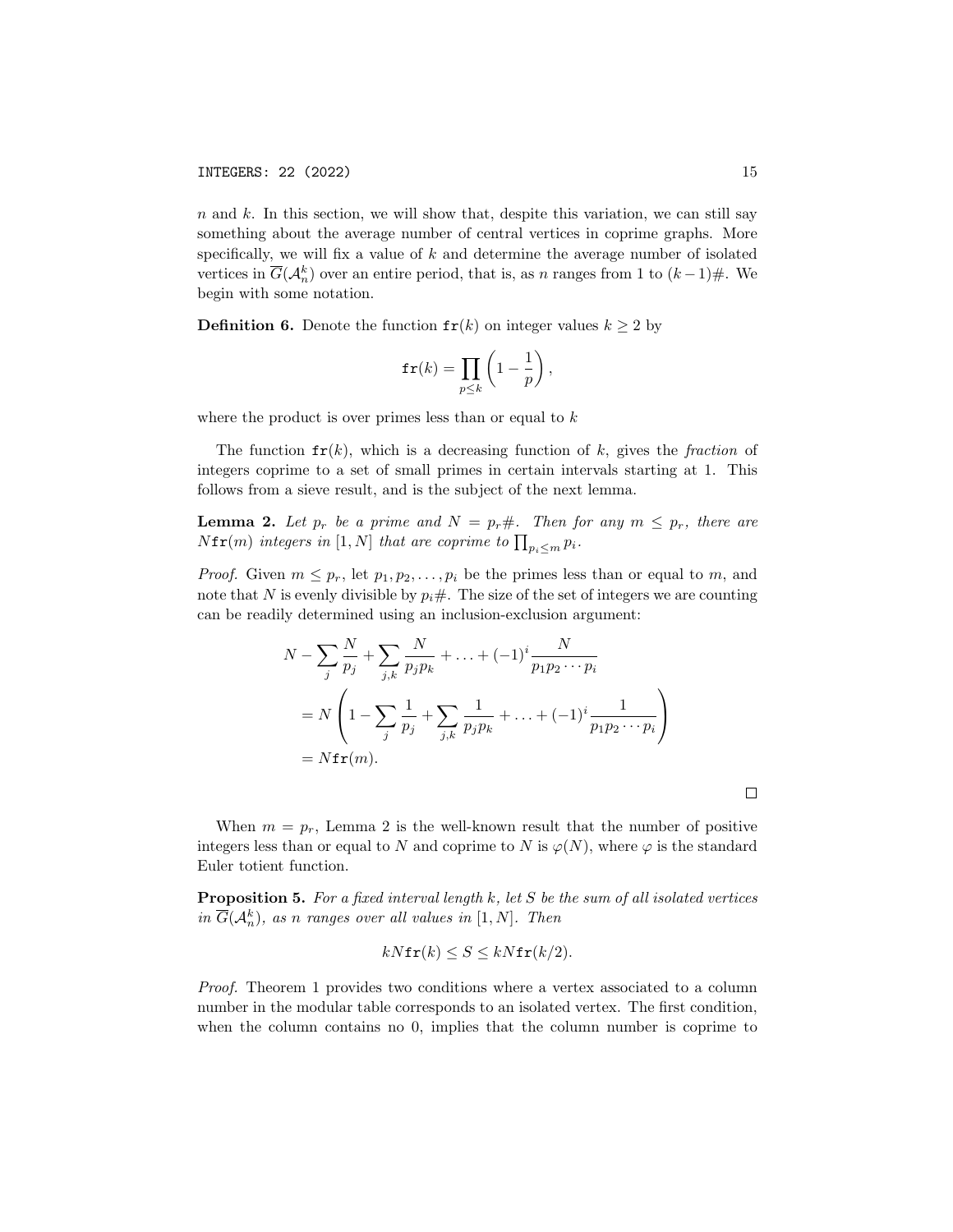$n$ and $k$. In this section, we will show that, despite this variation, we can still say something about the average number of central vertices in coprime graphs. More specifically, we will fix a value of $k$ and determine the average number of isolated vertices in $\overline{G}(\mathcal{A}_n^k)$ over an entire period, that is, as $n$ ranges from 1 to $(k-1)\#$. We begin with some notation.

**Definition 6.** Denote the function $\mathtt{fr}(k)$ on integer values $k \geq 2$ by

$$\mathtt{fr}(k) = \prod_{p \leq k} \left(1 - \frac{1}{p}\right),$$

where the product is over primes less than or equal to $k$

The function $\mathtt{fr}(k)$, which is a decreasing function of $k$, gives the *fraction* of integers coprime to a set of small primes in certain intervals starting at 1. This follows from a sieve result, and is the subject of the next lemma.

**Lemma 2.** *Let $p_r$ be a prime and $N = p_r\#$. Then for any $m \leq p_r$, there are $N\mathtt{fr}(m)$ integers in $[1, N]$ that are coprime to $\prod_{p_i \leq m} p_i$.*

*Proof.* Given $m \leq p_r$, let $p_1, p_2, \ldots, p_i$ be the primes less than or equal to $m$, and note that $N$ is evenly divisible by $p_i\#$. The size of the set of integers we are counting can be readily determined using an inclusion-exclusion argument:

$$\begin{aligned}
N - \sum_j \frac{N}{p_j} + \sum_{j,k} \frac{N}{p_j p_k} + \ldots + (-1)^i \frac{N}{p_1 p_2 \cdots p_i} \\
= N \left(1 - \sum_j \frac{1}{p_j} + \sum_{j,k} \frac{1}{p_j p_k} + \ldots + (-1)^i \frac{1}{p_1 p_2 \cdots p_i}\right) \\
= N\mathtt{fr}(m).
\end{aligned}$$

□

When $m = p_r$, Lemma 2 is the well-known result that the number of positive integers less than or equal to $N$ and coprime to $N$ is $\varphi(N)$, where $\varphi$ is the standard Euler totient function.

**Proposition 5.** *For a fixed interval length $k$, let $S$ be the sum of all isolated vertices in $\overline{G}(\mathcal{A}_n^k)$, as $n$ ranges over all values in $[1, N]$. Then*

$$kN\mathtt{fr}(k) \leq S \leq kN\mathtt{fr}(k/2).$$

*Proof.* Theorem 1 provides two conditions where a vertex associated to a column number in the modular table corresponds to an isolated vertex. The first condition, when the column contains no 0, implies that the column number is coprime to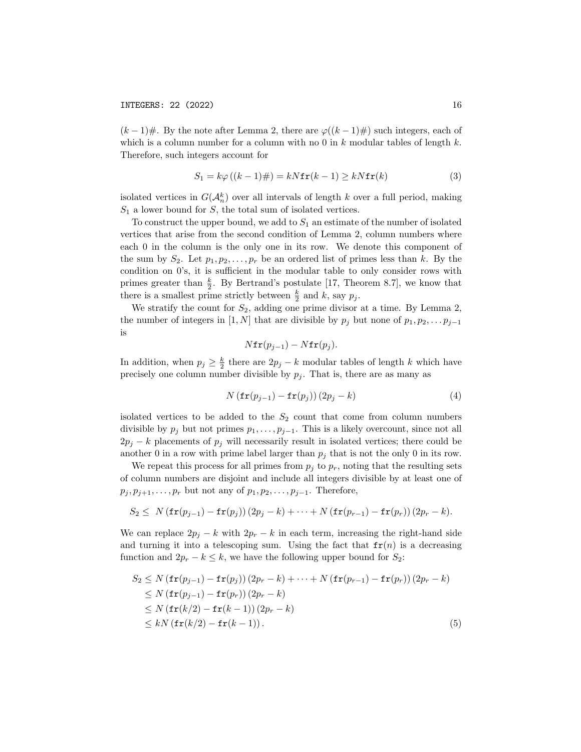$(k-1)\#$. By the note after Lemma 2, there are $\varphi((k-1)\#)$ such integers, each of which is a column number for a column with no 0 in $k$ modular tables of length $k$. Therefore, such integers account for

$$S_1 = k\varphi\left((k-1)\#\right) = kN\mathtt{fr}(k-1) \geq kN\mathtt{fr}(k) \tag{3}$$

isolated vertices in $G(\mathcal{A}_n^k)$ over all intervals of length $k$ over a full period, making $S_1$ a lower bound for $S$, the total sum of isolated vertices.

To construct the upper bound, we add to $S_1$ an estimate of the number of isolated vertices that arise from the second condition of Lemma 2, column numbers where each 0 in the column is the only one in its row. We denote this component of the sum by $S_2$. Let $p_1, p_2, \ldots, p_r$ be an ordered list of primes less than $k$. By the condition on 0's, it is sufficient in the modular table to only consider rows with primes greater than $\frac{k}{2}$. By Bertrand's postulate [17, Theorem 8.7], we know that there is a smallest prime strictly between $\frac{k}{2}$ and $k$, say $p_j$.

We stratify the count for $S_2$, adding one prime divisor at a time. By Lemma 2, the number of integers in $[1, N]$ that are divisible by $p_j$ but none of $p_1, p_2, \ldots p_{j-1}$ is

$$N\mathtt{fr}(p_{j-1}) - N\mathtt{fr}(p_j).$$

In addition, when $p_j \geq \frac{k}{2}$ there are $2p_j - k$ modular tables of length $k$ which have precisely one column number divisible by $p_j$. That is, there are as many as

$$N\left(\mathtt{fr}(p_{j-1}) - \mathtt{fr}(p_j)\right)(2p_j - k) \tag{4}$$

isolated vertices to be added to the $S_2$ count that come from column numbers divisible by $p_j$ but not primes $p_1, \ldots, p_{j-1}$. This is a likely overcount, since not all $2p_j - k$ placements of $p_j$ will necessarily result in isolated vertices; there could be another 0 in a row with prime label larger than $p_j$ that is not the only 0 in its row.

We repeat this process for all primes from $p_j$ to $p_r$, noting that the resulting sets of column numbers are disjoint and include all integers divisible by at least one of $p_j, p_{j+1}, \ldots, p_r$ but not any of $p_1, p_2, \ldots, p_{j-1}$. Therefore,

$$S_2 \leq \; N\left(\mathtt{fr}(p_{j-1}) - \mathtt{fr}(p_j)\right)(2p_j - k) + \cdots + N\left(\mathtt{fr}(p_{r-1}) - \mathtt{fr}(p_r)\right)(2p_r - k).$$

We can replace $2p_j - k$ with $2p_r - k$ in each term, increasing the right-hand side and turning it into a telescoping sum. Using the fact that $\mathtt{fr}(n)$ is a decreasing function and $2p_r - k \leq k$, we have the following upper bound for $S_2$:

$$\begin{aligned}
S_2 &\leq N\left(\mathtt{fr}(p_{j-1}) - \mathtt{fr}(p_j)\right)(2p_r - k) + \cdots + N\left(\mathtt{fr}(p_{r-1}) - \mathtt{fr}(p_r)\right)(2p_r - k) \\
&\leq N\left(\mathtt{fr}(p_{j-1}) - \mathtt{fr}(p_r)\right)(2p_r - k) \\
&\leq N\left(\mathtt{fr}(k/2) - \mathtt{fr}(k-1)\right)(2p_r - k) \\
&\leq kN\left(\mathtt{fr}(k/2) - \mathtt{fr}(k-1)\right).
\end{aligned} \tag{5}$$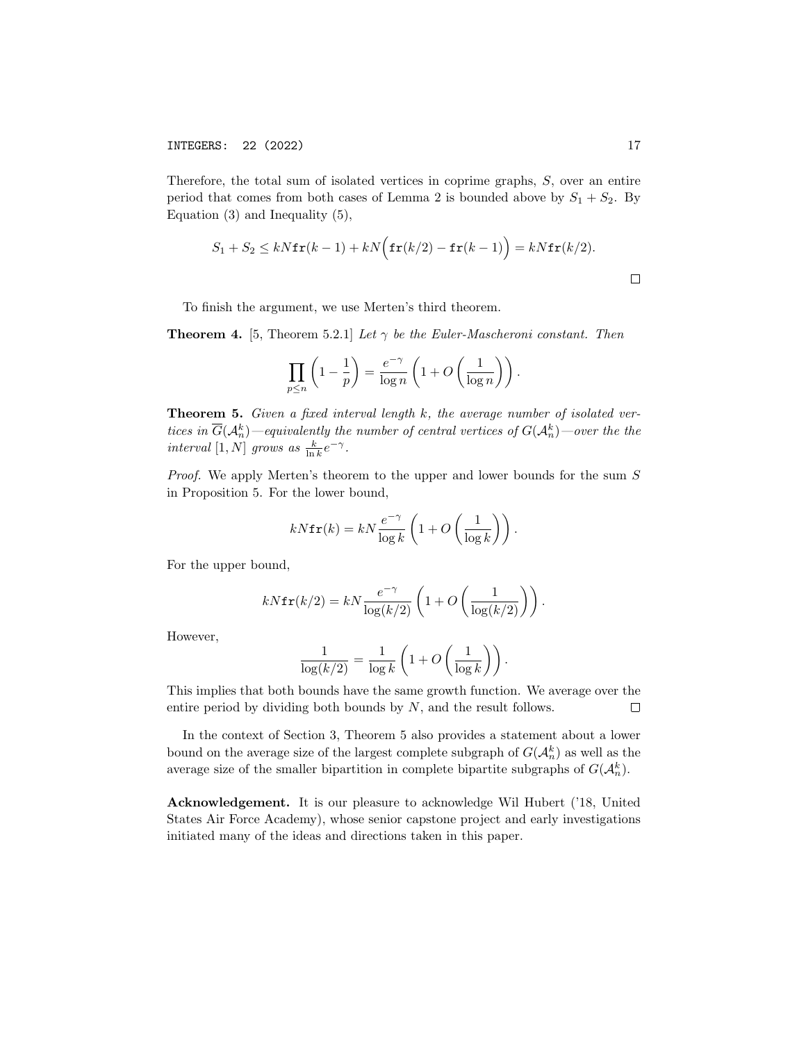Therefore, the total sum of isolated vertices in coprime graphs, $S$, over an entire period that comes from both cases of Lemma 2 is bounded above by $S_1 + S_2$. By Equation (3) and Inequality (5),

$$S_1 + S_2 \leq kN\mathtt{fr}(k-1) + kN\Big(\mathtt{fr}(k/2) - \mathtt{fr}(k-1)\Big) = kN\mathtt{fr}(k/2).$$

□

To finish the argument, we use Merten's third theorem.

**Theorem 4.** [5, Theorem 5.2.1] *Let $\gamma$ be the Euler-Mascheroni constant. Then*

$$\prod_{p \leq n} \left(1 - \frac{1}{p}\right) = \frac{e^{-\gamma}}{\log n}\left(1 + O\left(\frac{1}{\log n}\right)\right).$$

**Theorem 5.** *Given a fixed interval length $k$, the average number of isolated vertices in $\overline{G}(\mathcal{A}_n^k)$—equivalently the number of central vertices of $G(\mathcal{A}_n^k)$—over the the interval $[1, N]$ grows as $\frac{k}{\ln k}e^{-\gamma}$.*

*Proof.* We apply Merten's theorem to the upper and lower bounds for the sum $S$ in Proposition 5. For the lower bound,

$$kN\mathtt{fr}(k) = kN\frac{e^{-\gamma}}{\log k}\left(1 + O\left(\frac{1}{\log k}\right)\right).$$

For the upper bound,

$$kN\mathtt{fr}(k/2) = kN\frac{e^{-\gamma}}{\log(k/2)}\left(1 + O\left(\frac{1}{\log(k/2)}\right)\right).$$

However,

$$\frac{1}{\log(k/2)} = \frac{1}{\log k}\left(1 + O\left(\frac{1}{\log k}\right)\right).$$

This implies that both bounds have the same growth function. We average over the entire period by dividing both bounds by $N$, and the result follows. □

In the context of Section 3, Theorem 5 also provides a statement about a lower bound on the average size of the largest complete subgraph of $G(\mathcal{A}_n^k)$ as well as the average size of the smaller bipartition in complete bipartite subgraphs of $G(\mathcal{A}_n^k)$.

**Acknowledgement.** It is our pleasure to acknowledge Wil Hubert ('18, United States Air Force Academy), whose senior capstone project and early investigations initiated many of the ideas and directions taken in this paper.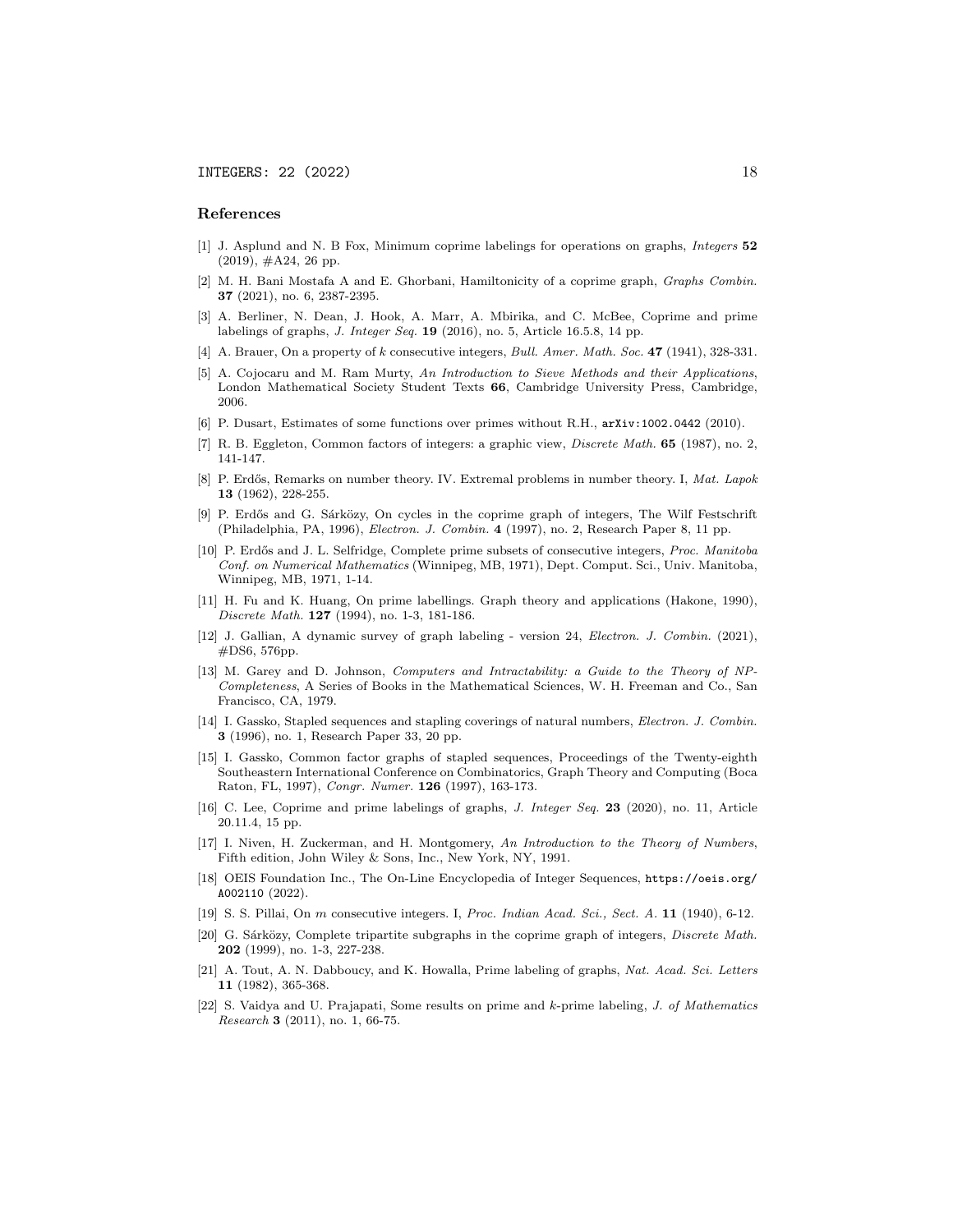## References

[1] J. Asplund and N. B Fox, Minimum coprime labelings for operations on graphs, *Integers* **52** (2019), #A24, 26 pp.

[2] M. H. Bani Mostafa A and E. Ghorbani, Hamiltonicity of a coprime graph, *Graphs Combin.* **37** (2021), no. 6, 2387-2395.

[3] A. Berliner, N. Dean, J. Hook, A. Marr, A. Mbirika, and C. McBee, Coprime and prime labelings of graphs, *J. Integer Seq.* **19** (2016), no. 5, Article 16.5.8, 14 pp.

[4] A. Brauer, On a property of $k$ consecutive integers, *Bull. Amer. Math. Soc.* **47** (1941), 328-331.

[5] A. Cojocaru and M. Ram Murty, *An Introduction to Sieve Methods and their Applications*, London Mathematical Society Student Texts **66**, Cambridge University Press, Cambridge, 2006.

[6] P. Dusart, Estimates of some functions over primes without R.H., arXiv:1002.0442 (2010).

[7] R. B. Eggleton, Common factors of integers: a graphic view, *Discrete Math.* **65** (1987), no. 2, 141-147.

[8] P. Erdős, Remarks on number theory. IV. Extremal problems in number theory. I, *Mat. Lapok* **13** (1962), 228-255.

[9] P. Erdős and G. Sárközy, On cycles in the coprime graph of integers, The Wilf Festschrift (Philadelphia, PA, 1996), *Electron. J. Combin.* **4** (1997), no. 2, Research Paper 8, 11 pp.

[10] P. Erdős and J. L. Selfridge, Complete prime subsets of consecutive integers, *Proc. Manitoba Conf. on Numerical Mathematics* (Winnipeg, MB, 1971), Dept. Comput. Sci., Univ. Manitoba, Winnipeg, MB, 1971, 1-14.

[11] H. Fu and K. Huang, On prime labellings. Graph theory and applications (Hakone, 1990), *Discrete Math.* **127** (1994), no. 1-3, 181-186.

[12] J. Gallian, A dynamic survey of graph labeling - version 24, *Electron. J. Combin.* (2021), #DS6, 576pp.

[13] M. Garey and D. Johnson, *Computers and Intractability: a Guide to the Theory of NP-Completeness*, A Series of Books in the Mathematical Sciences, W. H. Freeman and Co., San Francisco, CA, 1979.

[14] I. Gassko, Stapled sequences and stapling coverings of natural numbers, *Electron. J. Combin.* **3** (1996), no. 1, Research Paper 33, 20 pp.

[15] I. Gassko, Common factor graphs of stapled sequences, Proceedings of the Twenty-eighth Southeastern International Conference on Combinatorics, Graph Theory and Computing (Boca Raton, FL, 1997), *Congr. Numer.* **126** (1997), 163-173.

[16] C. Lee, Coprime and prime labelings of graphs, *J. Integer Seq.* **23** (2020), no. 11, Article 20.11.4, 15 pp.

[17] I. Niven, H. Zuckerman, and H. Montgomery, *An Introduction to the Theory of Numbers*, Fifth edition, John Wiley & Sons, Inc., New York, NY, 1991.

[18] OEIS Foundation Inc., The On-Line Encyclopedia of Integer Sequences, https://oeis.org/A002110 (2022).

[19] S. S. Pillai, On $m$ consecutive integers. I, *Proc. Indian Acad. Sci., Sect. A.* **11** (1940), 6-12.

[20] G. Sárközy, Complete tripartite subgraphs in the coprime graph of integers, *Discrete Math.* **202** (1999), no. 1-3, 227-238.

[21] A. Tout, A. N. Dabboucy, and K. Howalla, Prime labeling of graphs, *Nat. Acad. Sci. Letters* **11** (1982), 365-368.

[22] S. Vaidya and U. Prajapati, Some results on prime and $k$-prime labeling, *J. of Mathematics Research* **3** (2011), no. 1, 66-75.